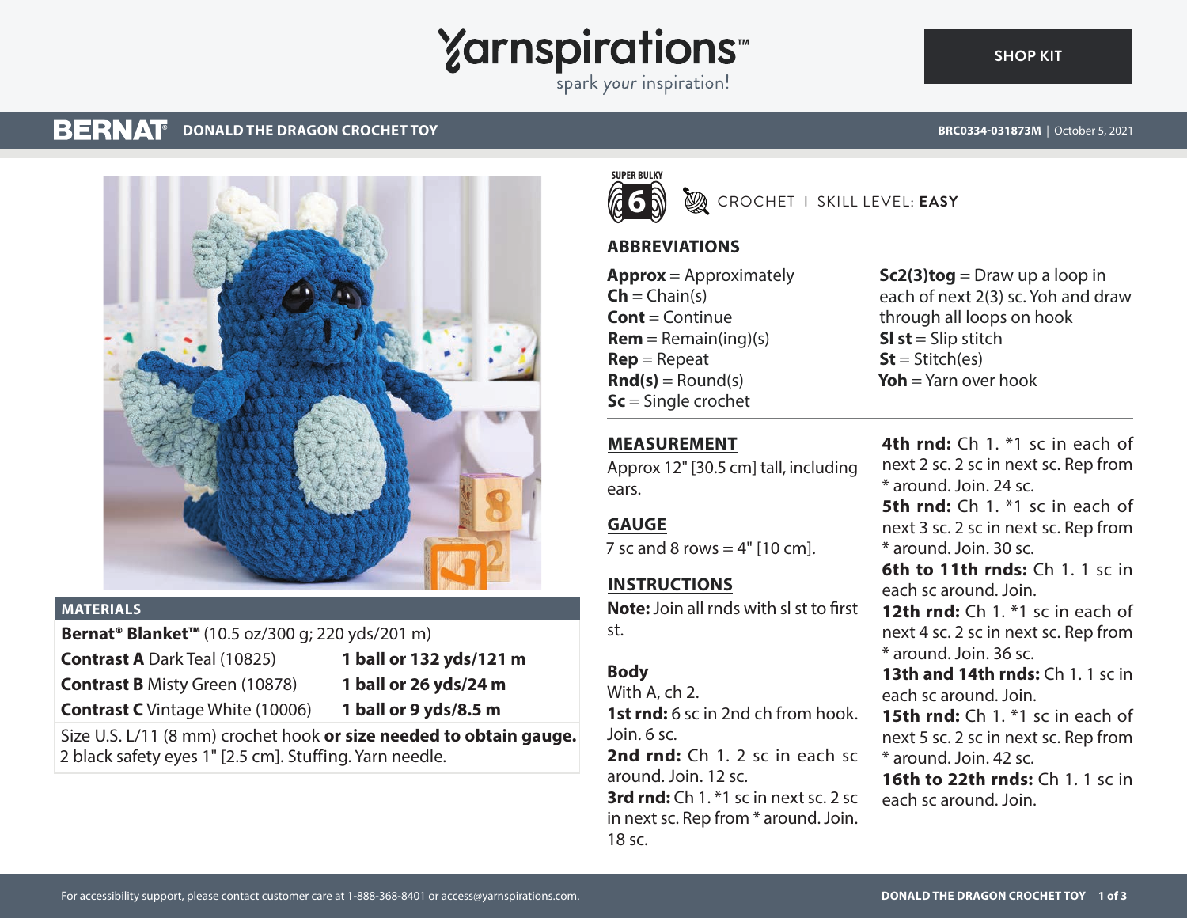# BERNAT DONALD THE DRAGON CROCHET TOY

BRC0334-031873M | October 5, 2021

SUPER BULKY 6

CROCHET I SKILL LEVEL: **EASY**

## MATERIALS

**Bernat® Blanket™** (10.5 oz/300 g; 220 yds/201 m)

| | |
|---|---|
| **Contrast A** Dark Teal (10825) | **1 ball or 132 yds/121 m** |
| **Contrast B** Misty Green (10878) | **1 ball or 26 yds/24 m** |
| **Contrast C** Vintage White (10006) | **1 ball or 9 yds/8.5 m** |

Size U.S. L/11 (8 mm) crochet hook **or size needed to obtain gauge.** 2 black safety eyes 1" [2.5 cm]. Stuffing. Yarn needle.

## ABBREVIATIONS

**Approx** = Approximately
**Ch** = Chain(s)
**Cont** = Continue
**Rem** = Remain(ing)(s)
**Rep** = Repeat
**Rnd(s)** = Round(s)
**Sc** = Single crochet
**Sc2(3)tog** = Draw up a loop in each of next 2(3) sc. Yoh and draw through all loops on hook
**Sl st** = Slip stitch
**St** = Stitch(es)
**Yoh** = Yarn over hook

## MEASUREMENT

Approx 12" [30.5 cm] tall, including ears.

## GAUGE

7 sc and 8 rows = 4" [10 cm].

## INSTRUCTIONS

**Note:** Join all rnds with sl st to first st.

### Body

With A, ch 2.

**1st rnd:** 6 sc in 2nd ch from hook. Join. 6 sc.

**2nd rnd:** Ch 1. 2 sc in each sc around. Join. 12 sc.

**3rd rnd:** Ch 1. *1 sc in next sc. 2 sc in next sc. Rep from * around. Join. 18 sc.

**4th rnd:** Ch 1. *1 sc in each of next 2 sc. 2 sc in next sc. Rep from * around. Join. 24 sc.

**5th rnd:** Ch 1. *1 sc in each of next 3 sc. 2 sc in next sc. Rep from * around. Join. 30 sc.

**6th to 11th rnds:** Ch 1. 1 sc in each sc around. Join.

**12th rnd:** Ch 1. *1 sc in each of next 4 sc. 2 sc in next sc. Rep from * around. Join. 36 sc.

**13th and 14th rnds:** Ch 1. 1 sc in each sc around. Join.

**15th rnd:** Ch 1. *1 sc in each of next 5 sc. 2 sc in next sc. Rep from * around. Join. 42 sc.

**16th to 22th rnds:** Ch 1. 1 sc in each sc around. Join.

For accessibility support, please contact customer care at 1-888-368-8401 or access@yarnspirations.com.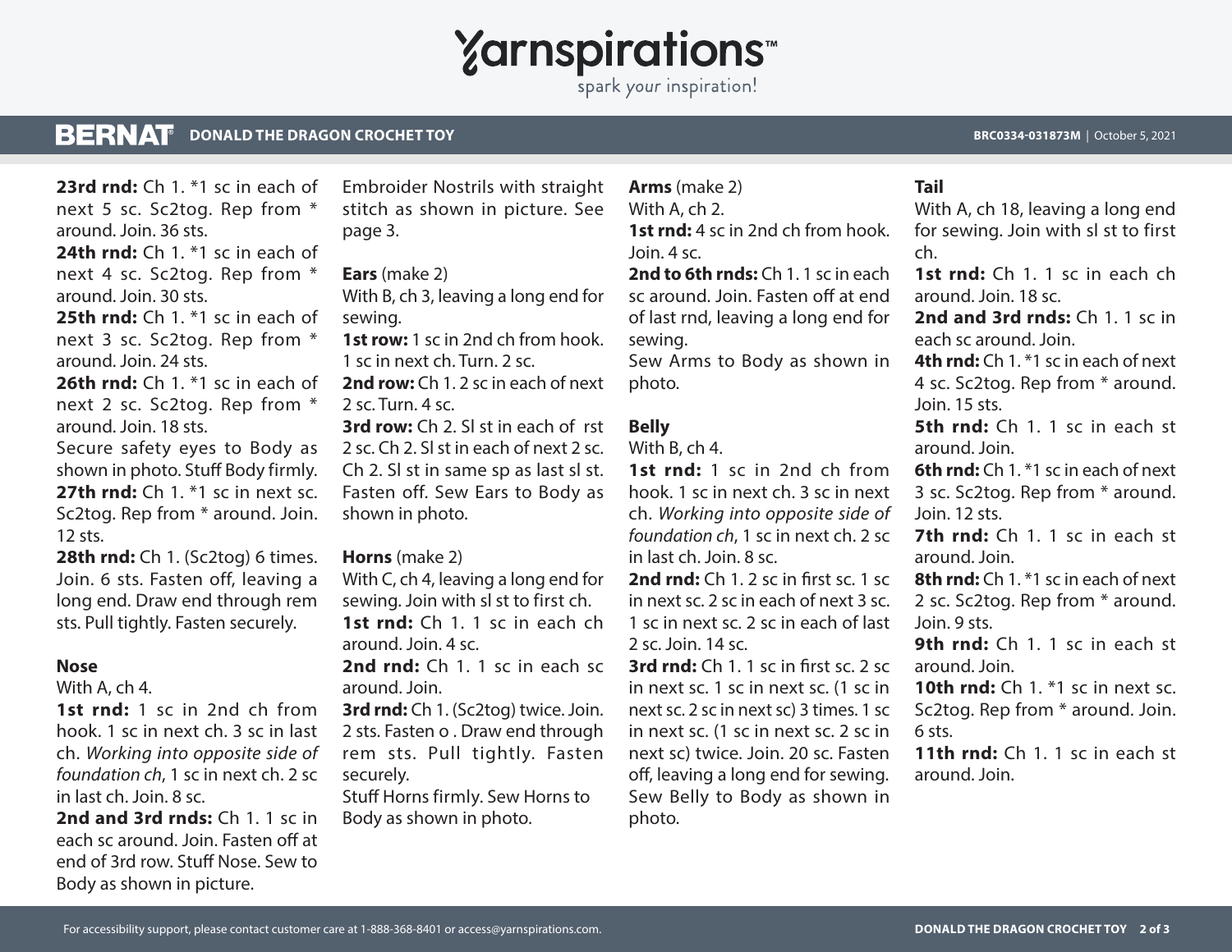**23rd rnd:** Ch 1. *1 sc in each of next 5 sc. Sc2tog. Rep from * around. Join. 36 sts.
**24th rnd:** Ch 1. *1 sc in each of next 4 sc. Sc2tog. Rep from * around. Join. 30 sts.
**25th rnd:** Ch 1. *1 sc in each of next 3 sc. Sc2tog. Rep from * around. Join. 24 sts.
**26th rnd:** Ch 1. *1 sc in each of next 2 sc. Sc2tog. Rep from * around. Join. 18 sts.
Secure safety eyes to Body as shown in photo. Stuff Body firmly.
**27th rnd:** Ch 1. *1 sc in next sc. Sc2tog. Rep from * around. Join. 12 sts.
**28th rnd:** Ch 1. (Sc2tog) 6 times. Join. 6 sts. Fasten off, leaving a long end. Draw end through rem sts. Pull tightly. Fasten securely.

**Nose**
With A, ch 4.
**1st rnd:** 1 sc in 2nd ch from hook. 1 sc in next ch. 3 sc in last ch. *Working into opposite side of foundation ch*, 1 sc in next ch. 2 sc in last ch. Join. 8 sc.
**2nd and 3rd rnds:** Ch 1. 1 sc in each sc around. Join. Fasten off at end of 3rd row. Stuff Nose. Sew to Body as shown in picture.
Embroider Nostrils with straight stitch as shown in picture. See page 3.

**Ears** (make 2)
With B, ch 3, leaving a long end for sewing.
**1st row:** 1 sc in 2nd ch from hook. 1 sc in next ch. Turn. 2 sc.
**2nd row:** Ch 1. 2 sc in each of next 2 sc. Turn. 4 sc.
**3rd row:** Ch 2. Sl st in each of rst 2 sc. Ch 2. Sl st in each of next 2 sc. Ch 2. Sl st in same sp as last sl st. Fasten off. Sew Ears to Body as shown in photo.

**Horns** (make 2)
With C, ch 4, leaving a long end for sewing. Join with sl st to first ch.
**1st rnd:** Ch 1. 1 sc in each ch around. Join. 4 sc.
**2nd rnd:** Ch 1. 1 sc in each sc around. Join.
**3rd rnd:** Ch 1. (Sc2tog) twice. Join. 2 sts. Fasten o . Draw end through rem sts. Pull tightly. Fasten securely.
Stuff Horns firmly. Sew Horns to Body as shown in photo.

**Arms** (make 2)
With A, ch 2.
**1st rnd:** 4 sc in 2nd ch from hook. Join. 4 sc.
**2nd to 6th rnds:** Ch 1. 1 sc in each sc around. Join. Fasten off at end of last rnd, leaving a long end for sewing.
Sew Arms to Body as shown in photo.

**Belly**
With B, ch 4.
**1st rnd:** 1 sc in 2nd ch from hook. 1 sc in next ch. 3 sc in next ch. *Working into opposite side of foundation ch*, 1 sc in next ch. 2 sc in last ch. Join. 8 sc.
**2nd rnd:** Ch 1. 2 sc in first sc. 1 sc in next sc. 2 sc in each of next 3 sc. 1 sc in next sc. 2 sc in each of last 2 sc. Join. 14 sc.
**3rd rnd:** Ch 1. 1 sc in first sc. 2 sc in next sc. 1 sc in next sc. (1 sc in next sc. 2 sc in next sc) 3 times. 1 sc in next sc. (1 sc in next sc. 2 sc in next sc) twice. Join. 20 sc. Fasten off, leaving a long end for sewing.
Sew Belly to Body as shown in photo.

**Tail**
With A, ch 18, leaving a long end for sewing. Join with sl st to first ch.
**1st rnd:** Ch 1. 1 sc in each ch around. Join. 18 sc.
**2nd and 3rd rnds:** Ch 1. 1 sc in each sc around. Join.
**4th rnd:** Ch 1. *1 sc in each of next 4 sc. Sc2tog. Rep from * around. Join. 15 sts.
**5th rnd:** Ch 1. 1 sc in each st around. Join.
**6th rnd:** Ch 1. *1 sc in each of next 3 sc. Sc2tog. Rep from * around. Join. 12 sts.
**7th rnd:** Ch 1. 1 sc in each st around. Join.
**8th rnd:** Ch 1. *1 sc in each of next 2 sc. Sc2tog. Rep from * around. Join. 9 sts.
**9th rnd:** Ch 1. 1 sc in each st around. Join.
**10th rnd:** Ch 1. *1 sc in next sc. Sc2tog. Rep from * around. Join. 6 sts.
**11th rnd:** Ch 1. 1 sc in each st around. Join.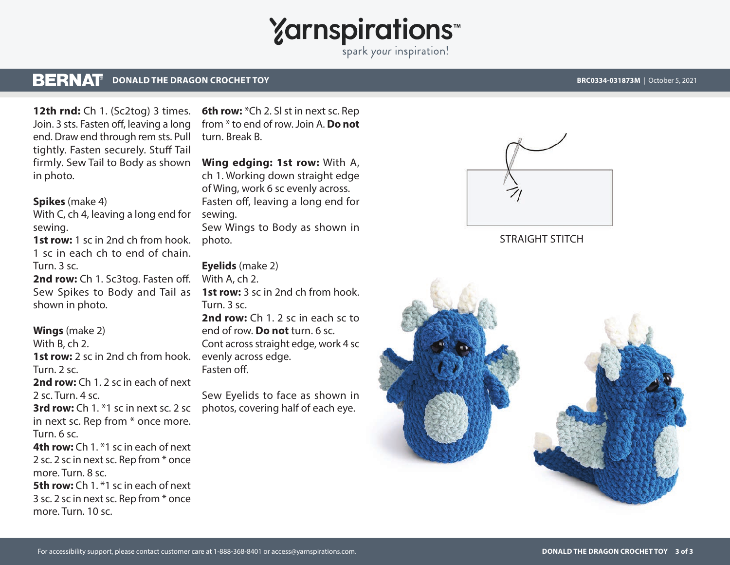**12th rnd:** Ch 1. (Sc2tog) 3 times. Join. 3 sts. Fasten off, leaving a long end. Draw end through rem sts. Pull tightly. Fasten securely. Stuff Tail firmly. Sew Tail to Body as shown in photo.

**Spikes** (make 4)
With C, ch 4, leaving a long end for sewing.
**1st row:** 1 sc in 2nd ch from hook. 1 sc in each ch to end of chain. Turn. 3 sc.
**2nd row:** Ch 1. Sc3tog. Fasten off. Sew Spikes to Body and Tail as shown in photo.

**Wings** (make 2)
With B, ch 2.
**1st row:** 2 sc in 2nd ch from hook. Turn. 2 sc.
**2nd row:** Ch 1. 2 sc in each of next 2 sc. Turn. 4 sc.
**3rd row:** Ch 1. *1 sc in next sc. 2 sc in next sc. Rep from * once more. Turn. 6 sc.
**4th row:** Ch 1. *1 sc in each of next 2 sc. 2 sc in next sc. Rep from * once more. Turn. 8 sc.
**5th row:** Ch 1. *1 sc in each of next 3 sc. 2 sc in next sc. Rep from * once more. Turn. 10 sc.
**6th row:** *Ch 2. Sl st in next sc. Rep from * to end of row. Join A. **Do not** turn. Break B.

**Wing edging: 1st row:** With A, ch 1. Working down straight edge of Wing, work 6 sc evenly across. Fasten off, leaving a long end for sewing.
Sew Wings to Body as shown in photo.

**Eyelids** (make 2)
With A, ch 2.
**1st row:** 3 sc in 2nd ch from hook. Turn. 3 sc.
**2nd row:** Ch 1. 2 sc in each sc to end of row. **Do not** turn. 6 sc.
Cont across straight edge, work 4 sc evenly across edge.
Fasten off.

Sew Eyelids to face as shown in photos, covering half of each eye.

STRAIGHT STITCH